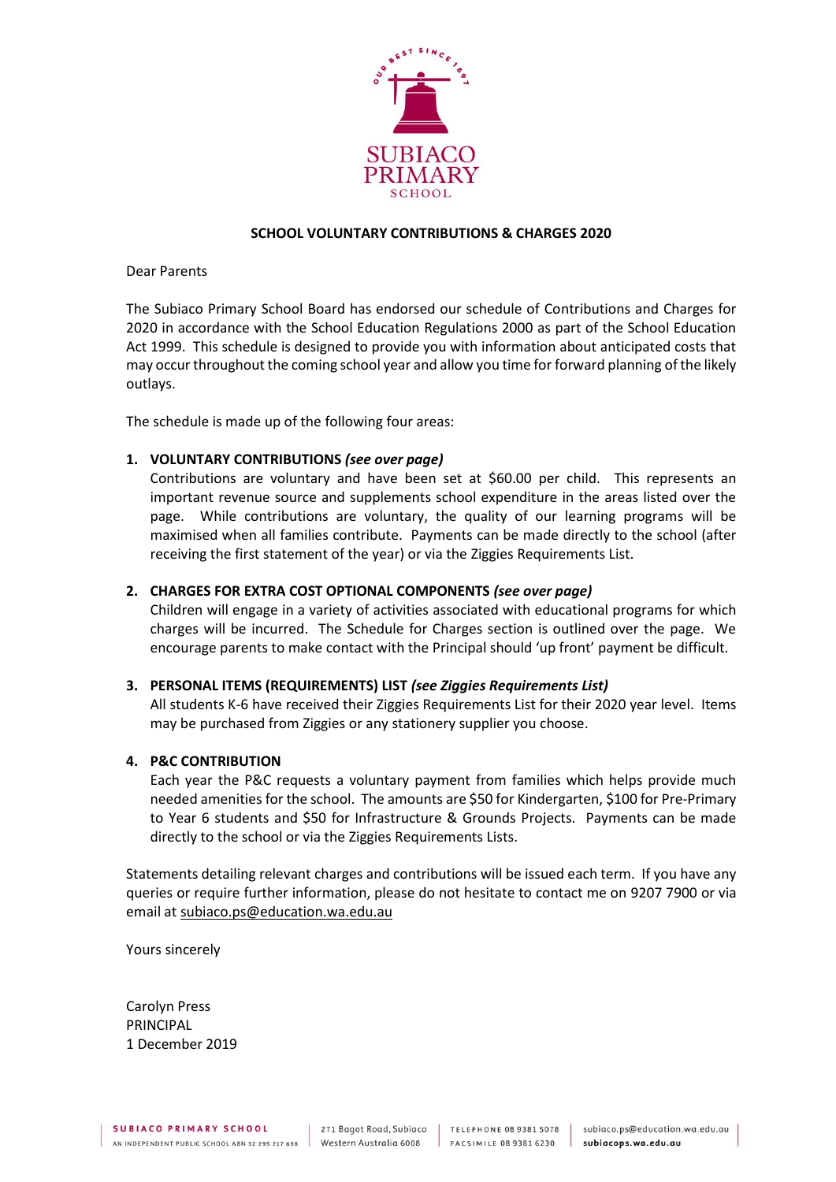SUBIACO PRIMARY SCHOOL

**SCHOOL VOLUNTARY CONTRIBUTIONS & CHARGES 2020**

Dear Parents

The Subiaco Primary School Board has endorsed our schedule of Contributions and Charges for 2020 in accordance with the School Education Regulations 2000 as part of the School Education Act 1999. This schedule is designed to provide you with information about anticipated costs that may occur throughout the coming school year and allow you time for forward planning of the likely outlays.

The schedule is made up of the following four areas:

1. **VOLUNTARY CONTRIBUTIONS *(see over page)***
   Contributions are voluntary and have been set at $60.00 per child. This represents an important revenue source and supplements school expenditure in the areas listed over the page. While contributions are voluntary, the quality of our learning programs will be maximised when all families contribute. Payments can be made directly to the school (after receiving the first statement of the year) or via the Ziggies Requirements List.

2. **CHARGES FOR EXTRA COST OPTIONAL COMPONENTS *(see over page)***
   Children will engage in a variety of activities associated with educational programs for which charges will be incurred. The Schedule for Charges section is outlined over the page. We encourage parents to make contact with the Principal should 'up front' payment be difficult.

3. **PERSONAL ITEMS (REQUIREMENTS) LIST *(see Ziggies Requirements List)***
   All students K-6 have received their Ziggies Requirements List for their 2020 year level. Items may be purchased from Ziggies or any stationery supplier you choose.

4. **P&C CONTRIBUTION**
   Each year the P&C requests a voluntary payment from families which helps provide much needed amenities for the school. The amounts are $50 for Kindergarten, $100 for Pre-Primary to Year 6 students and $50 for Infrastructure & Grounds Projects. Payments can be made directly to the school or via the Ziggies Requirements Lists.

Statements detailing relevant charges and contributions will be issued each term. If you have any queries or require further information, please do not hesitate to contact me on 9207 7900 or via email at subiaco.ps@education.wa.edu.au

Yours sincerely

Carolyn Press
PRINCIPAL
1 December 2019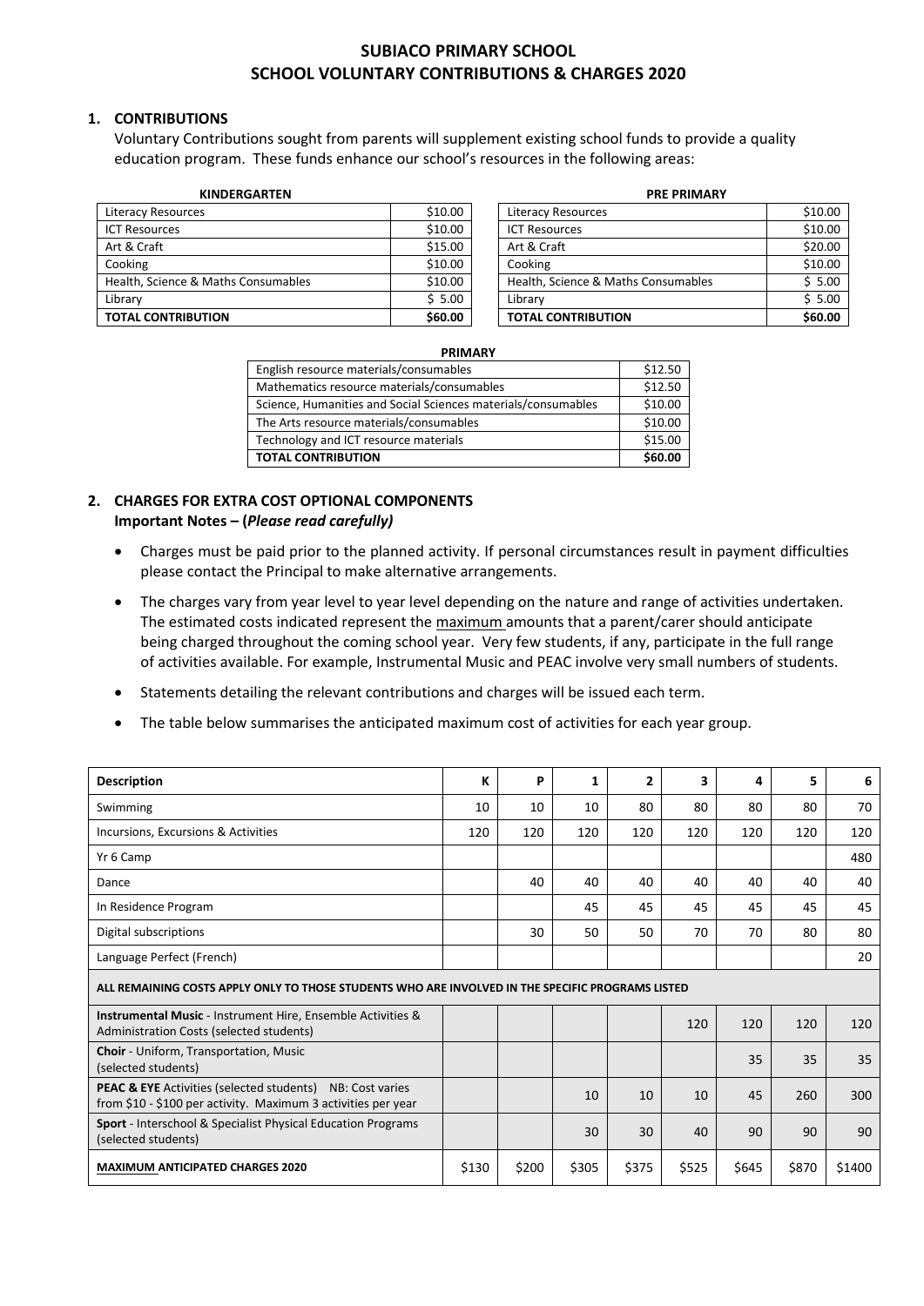# SUBIACO PRIMARY SCHOOL
# SCHOOL VOLUNTARY CONTRIBUTIONS & CHARGES 2020

## 1. CONTRIBUTIONS

Voluntary Contributions sought from parents will supplement existing school funds to provide a quality education program. These funds enhance our school's resources in the following areas:

**KINDERGARTEN**

| | |
|---|---|
| Literacy Resources | \$10.00 |
| ICT Resources | \$10.00 |
| Art & Craft | \$15.00 |
| Cooking | \$10.00 |
| Health, Science & Maths Consumables | \$10.00 |
| Library | \$ 5.00 |
| **TOTAL CONTRIBUTION** | **\$60.00** |

**PRE PRIMARY**

| | |
|---|---|
| Literacy Resources | \$10.00 |
| ICT Resources | \$10.00 |
| Art & Craft | \$20.00 |
| Cooking | \$10.00 |
| Health, Science & Maths Consumables | \$ 5.00 |
| Library | \$ 5.00 |
| **TOTAL CONTRIBUTION** | **\$60.00** |

**PRIMARY**

| | |
|---|---|
| English resource materials/consumables | \$12.50 |
| Mathematics resource materials/consumables | \$12.50 |
| Science, Humanities and Social Sciences materials/consumables | \$10.00 |
| The Arts resource materials/consumables | \$10.00 |
| Technology and ICT resource materials | \$15.00 |
| **TOTAL CONTRIBUTION** | **\$60.00** |

## 2. CHARGES FOR EXTRA COST OPTIONAL COMPONENTS

**Important Notes – (*Please read carefully)***

- Charges must be paid prior to the planned activity. If personal circumstances result in payment difficulties please contact the Principal to make alternative arrangements.
- The charges vary from year level to year level depending on the nature and range of activities undertaken. The estimated costs indicated represent the maximum amounts that a parent/carer should anticipate being charged throughout the coming school year. Very few students, if any, participate in the full range of activities available. For example, Instrumental Music and PEAC involve very small numbers of students.
- Statements detailing the relevant contributions and charges will be issued each term.
- The table below summarises the anticipated maximum cost of activities for each year group.

| Description | K | P | 1 | 2 | 3 | 4 | 5 | 6 |
|---|---|---|---|---|---|---|---|---|
| Swimming | 10 | 10 | 10 | 80 | 80 | 80 | 80 | 70 |
| Incursions, Excursions & Activities | 120 | 120 | 120 | 120 | 120 | 120 | 120 | 120 |
| Yr 6 Camp | | | | | | | | 480 |
| Dance | | 40 | 40 | 40 | 40 | 40 | 40 | 40 |
| In Residence Program | | | 45 | 45 | 45 | 45 | 45 | 45 |
| Digital subscriptions | | 30 | 50 | 50 | 70 | 70 | 80 | 80 |
| Language Perfect (French) | | | | | | | | 20 |
| **ALL REMAINING COSTS APPLY ONLY TO THOSE STUDENTS WHO ARE INVOLVED IN THE SPECIFIC PROGRAMS LISTED** | | | | | | | | |
| **Instrumental Music** - Instrument Hire, Ensemble Activities & Administration Costs (selected students) | | | | | 120 | 120 | 120 | 120 |
| **Choir** - Uniform, Transportation, Music (selected students) | | | | | | 35 | 35 | 35 |
| **PEAC & EYE** Activities (selected students) NB: Cost varies from \$10 - \$100 per activity. Maximum 3 activities per year | | | 10 | 10 | 10 | 45 | 260 | 300 |
| **Sport** - Interschool & Specialist Physical Education Programs (selected students) | | | 30 | 30 | 40 | 90 | 90 | 90 |
| **MAXIMUM ANTICIPATED CHARGES 2020** | \$130 | \$200 | \$305 | \$375 | \$525 | \$645 | \$870 | \$1400 |